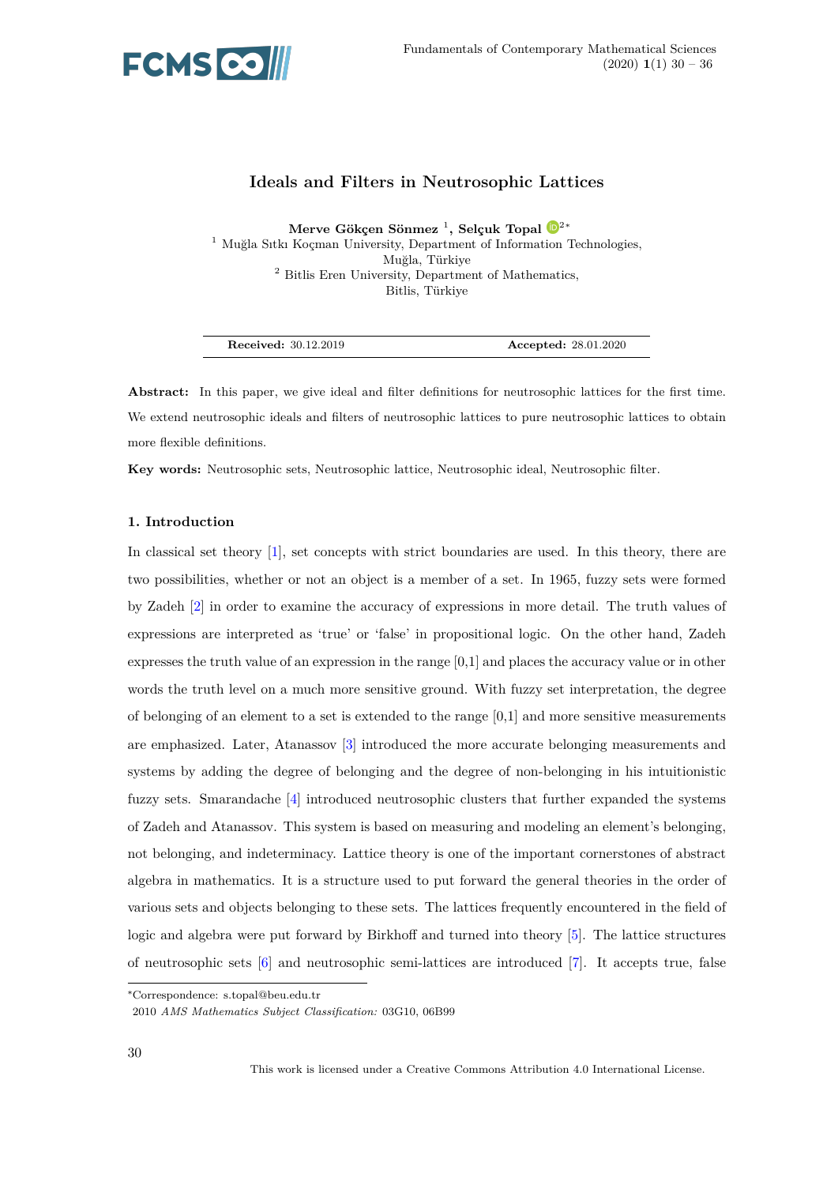# Ideals and Filters in Neutrosophic Lattices

**Merve Gökçen Sönmez** [1], **Selçuk Topal** [2*]

[1] Muğla Sıtkı Koçman University, Department of Information Technologies, Muğla, Türkiye

[2] Bitlis Eren University, Department of Mathematics, Bitlis, Türkiye

**Received:** 30.12.2019 **Accepted:** 28.01.2020

**Abstract:** In this paper, we give ideal and filter definitions for neutrosophic lattices for the first time. We extend neutrosophic ideals and filters of neutrosophic lattices to pure neutrosophic lattices to obtain more flexible definitions.

**Key words:** Neutrosophic sets, Neutrosophic lattice, Neutrosophic ideal, Neutrosophic filter.

## 1. Introduction

In classical set theory [1], set concepts with strict boundaries are used. In this theory, there are two possibilities, whether or not an object is a member of a set. In 1965, fuzzy sets were formed by Zadeh [2] in order to examine the accuracy of expressions in more detail. The truth values of expressions are interpreted as 'true' or 'false' in propositional logic. On the other hand, Zadeh expresses the truth value of an expression in the range [0,1] and places the accuracy value or in other words the truth level on a much more sensitive ground. With fuzzy set interpretation, the degree of belonging of an element to a set is extended to the range [0,1] and more sensitive measurements are emphasized. Later, Atanassov [3] introduced the more accurate belonging measurements and systems by adding the degree of belonging and the degree of non-belonging in his intuitionistic fuzzy sets. Smarandache [4] introduced neutrosophic clusters that further expanded the systems of Zadeh and Atanassov. This system is based on measuring and modeling an element's belonging, not belonging, and indeterminacy. Lattice theory is one of the important cornerstones of abstract algebra in mathematics. It is a structure used to put forward the general theories in the order of various sets and objects belonging to these sets. The lattices frequently encountered in the field of logic and algebra were put forward by Birkhoff and turned into theory [5]. The lattice structures of neutrosophic sets [6] and neutrosophic semi-lattices are introduced [7]. It accepts true, false

*Correspondence: s.topal@beu.edu.tr

2010 *AMS Mathematics Subject Classification:* 03G10, 06B99

This work is licensed under a Creative Commons Attribution 4.0 International License.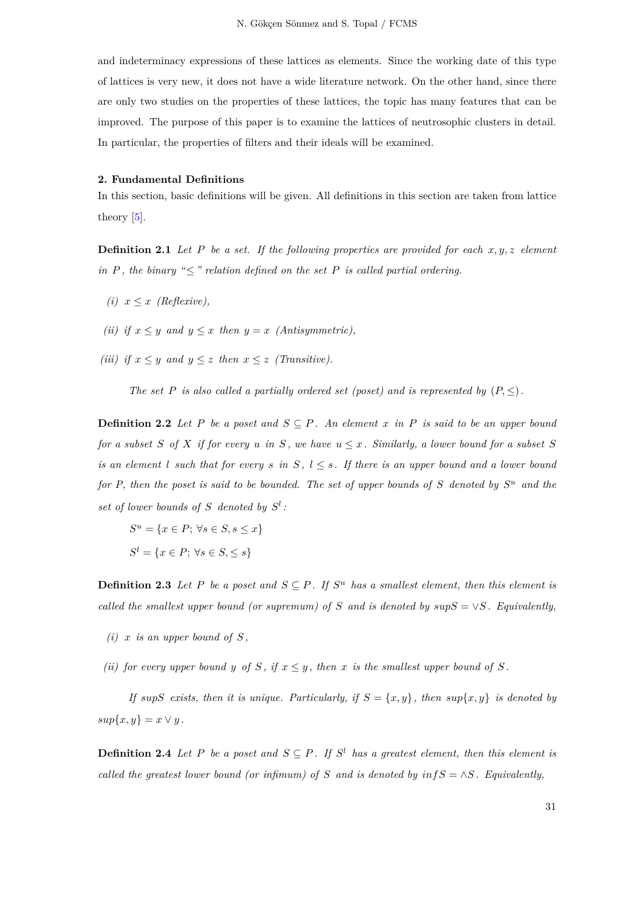and indeterminacy expressions of these lattices as elements. Since the working date of this type of lattices is very new, it does not have a wide literature network. On the other hand, since there are only two studies on the properties of these lattices, the topic has many features that can be improved. The purpose of this paper is to examine the lattices of neutrosophic clusters in detail. In particular, the properties of filters and their ideals will be examined.

## 2. Fundamental Definitions

In this section, basic definitions will be given. All definitions in this section are taken from lattice theory [5].

**Definition 2.1** *Let $P$ be a set. If the following properties are provided for each $x, y, z$ element in $P$, the binary "$\leq$" relation defined on the set $P$ is called partial ordering.*

*(i) $x \leq x$ (Reflexive),*

*(ii) if $x \leq y$ and $y \leq x$ then $y = x$ (Antisymmetric),*

*(iii) if $x \leq y$ and $y \leq z$ then $x \leq z$ (Transitive).*

*The set $P$ is also called a partially ordered set (poset) and is represented by $(P, \leq)$.*

**Definition 2.2** *Let $P$ be a poset and $S \subseteq P$. An element $x$ in $P$ is said to be an upper bound for a subset $S$ of $X$ if for every $u$ in $S$, we have $u \leq x$. Similarly, a lower bound for a subset $S$ is an element $l$ such that for every $s$ in $S$, $l \leq s$. If there is an upper bound and a lower bound for P, then the poset is said to be bounded. The set of upper bounds of $S$ denoted by $S^u$ and the set of lower bounds of $S$ denoted by $S^l$:*

$S^u = \{x \in P; \forall s \in S, s \leq x\}$

$S^l = \{x \in P; \forall s \in S, \leq s\}$

**Definition 2.3** *Let $P$ be a poset and $S \subseteq P$. If $S^u$ has a smallest element, then this element is called the smallest upper bound (or supremum) of $S$ and is denoted by $supS = \vee S$. Equivalently,*

*(i) $x$ is an upper bound of $S$,*

*(ii) for every upper bound $y$ of $S$, if $x \leq y$, then $x$ is the smallest upper bound of $S$.*

*If $supS$ exists, then it is unique. Particularly, if $S = \{x, y\}$, then $sup\{x, y\}$ is denoted by $sup\{x, y\} = x \vee y$.*

**Definition 2.4** *Let $P$ be a poset and $S \subseteq P$. If $S^l$ has a greatest element, then this element is called the greatest lower bound (or infimum) of $S$ and is denoted by $infS = \wedge S$. Equivalently,*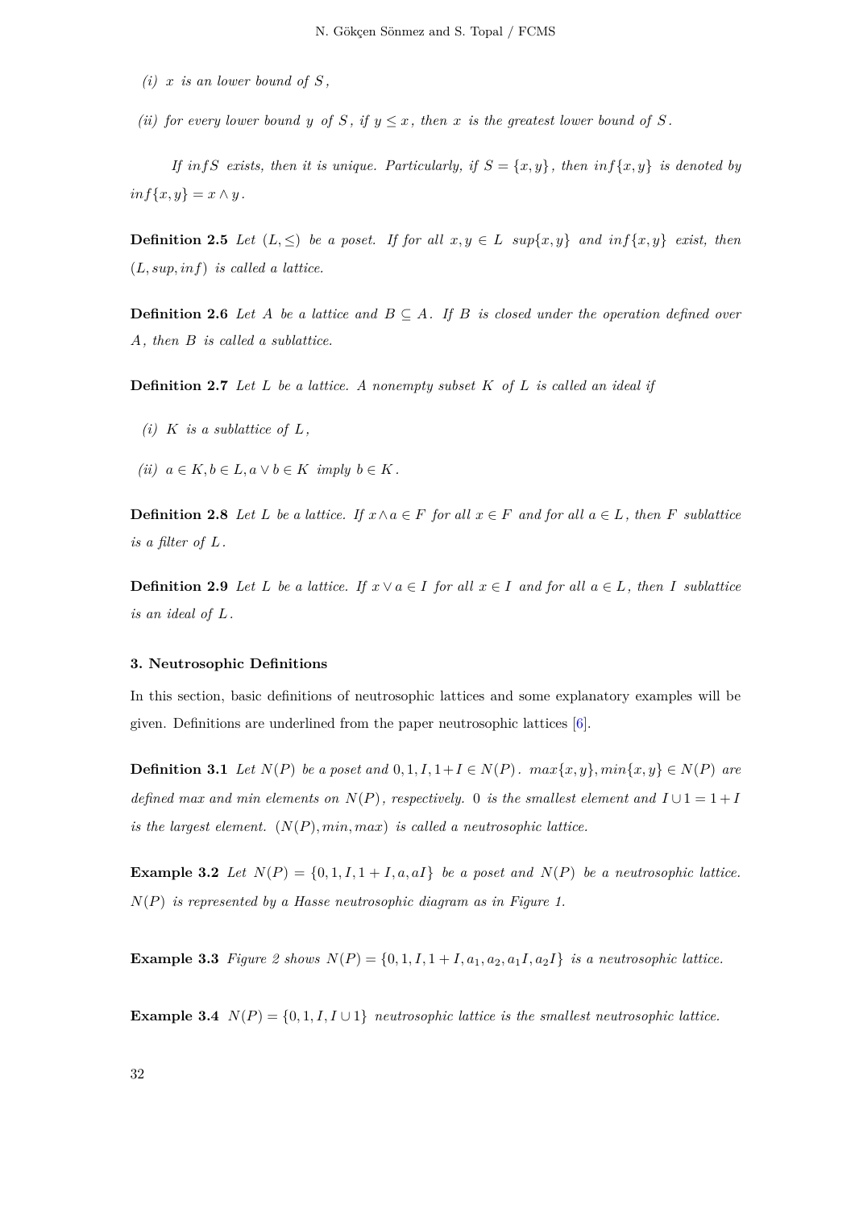*(i) $x$ is an lower bound of $S$,*

*(ii) for every lower bound $y$ of $S$, if $y \leq x$, then $x$ is the greatest lower bound of $S$.*

*If $infS$ exists, then it is unique. Particularly, if $S = \{x, y\}$, then $inf\{x, y\}$ is denoted by $inf\{x, y\} = x \wedge y$.*

**Definition 2.5** *Let $(L, \leq)$ be a poset. If for all $x, y \in L$ $sup\{x, y\}$ and $inf\{x, y\}$ exist, then $(L, sup, inf)$ is called a lattice.*

**Definition 2.6** *Let $A$ be a lattice and $B \subseteq A$. If $B$ is closed under the operation defined over $A$, then $B$ is called a sublattice.*

**Definition 2.7** *Let $L$ be a lattice. A nonempty subset $K$ of $L$ is called an ideal if*

*(i) $K$ is a sublattice of $L$,*

*(ii) $a \in K, b \in L, a \vee b \in K$ imply $b \in K$.*

**Definition 2.8** *Let $L$ be a lattice. If $x \wedge a \in F$ for all $x \in F$ and for all $a \in L$, then $F$ sublattice is a filter of $L$.*

**Definition 2.9** *Let $L$ be a lattice. If $x \vee a \in I$ for all $x \in I$ and for all $a \in L$, then $I$ sublattice is an ideal of $L$.*

### 3. Neutrosophic Definitions

In this section, basic definitions of neutrosophic lattices and some explanatory examples will be given. Definitions are underlined from the paper neutrosophic lattices [6].

**Definition 3.1** *Let $N(P)$ be a poset and $0, 1, I, 1+I \in N(P)$. $max\{x, y\}, min\{x, y\} \in N(P)$ are defined max and min elements on $N(P)$, respectively. $0$ is the smallest element and $I \cup 1 = 1 + I$ is the largest element. $(N(P), min, max)$ is called a neutrosophic lattice.*

**Example 3.2** *Let $N(P) = \{0, 1, I, 1+I, a, aI\}$ be a poset and $N(P)$ be a neutrosophic lattice. $N(P)$ is represented by a Hasse neutrosophic diagram as in Figure 1.*

**Example 3.3** *Figure 2 shows $N(P) = \{0, 1, I, 1+I, a_1, a_2, a_1I, a_2I\}$ is a neutrosophic lattice.*

**Example 3.4** *$N(P) = \{0, 1, I, I \cup 1\}$ neutrosophic lattice is the smallest neutrosophic lattice.*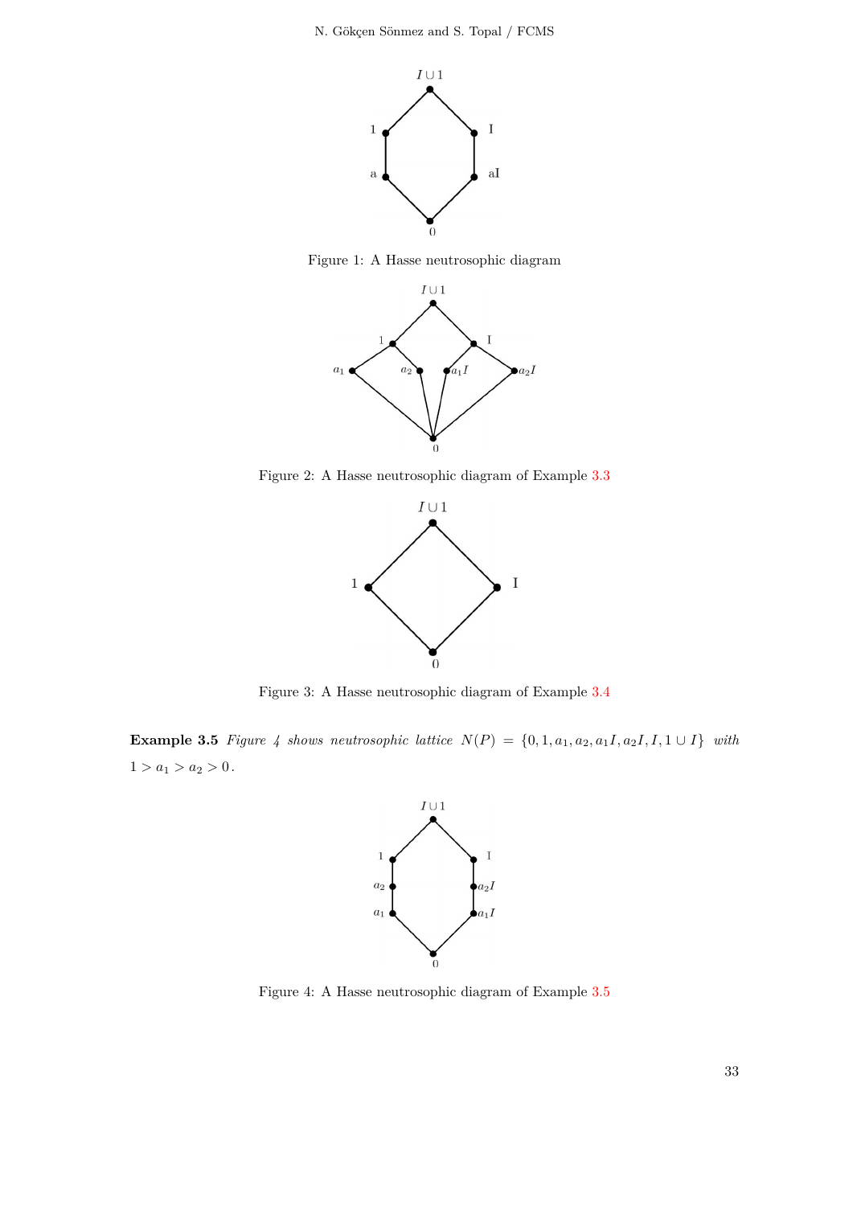Figure 1: A Hasse neutrosophic diagram

Figure 2: A Hasse neutrosophic diagram of Example 3.3

Figure 3: A Hasse neutrosophic diagram of Example 3.4

**Example 3.5** *Figure 4 shows neutrosophic lattice* $N(P) = \{0, 1, a_1, a_2, a_1I, a_2I, I, 1 \cup I\}$ *with* $1 > a_1 > a_2 > 0$.

Figure 4: A Hasse neutrosophic diagram of Example 3.5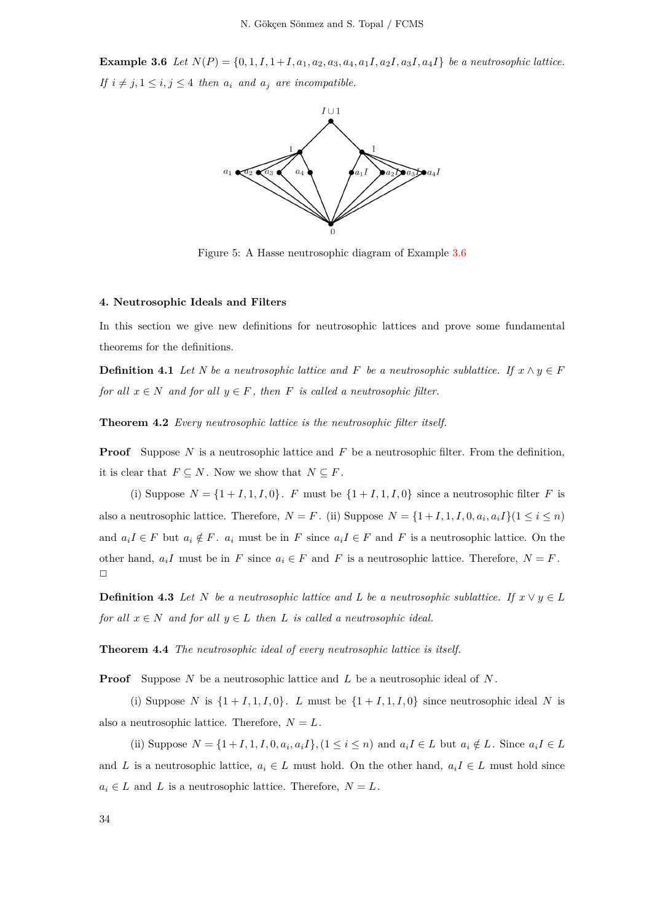**Example 3.6** *Let $N(P) = \{0, 1, I, 1+I, a_1, a_2, a_3, a_4, a_1I, a_2I, a_3I, a_4I\}$ be a neutrosophic lattice. If $i \neq j, 1 \leq i, j \leq 4$ then $a_i$ and $a_j$ are incompatible.*

Figure 5: A Hasse neutrosophic diagram of Example 3.6

## 4. Neutrosophic Ideals and Filters

In this section we give new definitions for neutrosophic lattices and prove some fundamental theorems for the definitions.

**Definition 4.1** *Let $N$ be a neutrosophic lattice and $F$ be a neutrosophic sublattice. If $x \wedge y \in F$ for all $x \in N$ and for all $y \in F$, then $F$ is called a neutrosophic filter.*

**Theorem 4.2** *Every neutrosophic lattice is the neutrosophic filter itself.*

**Proof** Suppose $N$ is a neutrosophic lattice and $F$ be a neutrosophic filter. From the definition, it is clear that $F \subseteq N$. Now we show that $N \subseteq F$.

(i) Suppose $N = \{1+I, 1, I, 0\}$. $F$ must be $\{1+I, 1, I, 0\}$ since a neutrosophic filter $F$ is also a neutrosophic lattice. Therefore, $N = F$. (ii) Suppose $N = \{1+I, 1, I, 0, a_i, a_iI\} (1 \leq i \leq n)$ and $a_iI \in F$ but $a_i \notin F$. $a_i$ must be in $F$ since $a_iI \in F$ and $F$ is a neutrosophic lattice. On the other hand, $a_iI$ must be in $F$ since $a_i \in F$ and $F$ is a neutrosophic lattice. Therefore, $N = F$. □

**Definition 4.3** *Let $N$ be a neutrosophic lattice and $L$ be a neutrosophic sublattice. If $x \vee y \in L$ for all $x \in N$ and for all $y \in L$ then $L$ is called neutrosophic ideal.*

**Theorem 4.4** *The neutrosophic ideal of every neutrosophic lattice is itself.*

**Proof** Suppose $N$ be a neutrosophic lattice and $L$ be a neutrosophic ideal of $N$.

(i) Suppose $N$ is $\{1+I, 1, I, 0\}$. $L$ must be $\{1+I, 1, I, 0\}$ since neutrosophic ideal $N$ is also a neutrosophic lattice. Therefore, $N = L$.

(ii) Suppose $N = \{1+I, 1, I, 0, a_i, a_iI\}, (1 \leq i \leq n)$ and $a_iI \in L$ but $a_i \notin L$. Since $a_iI \in L$ and $L$ is a neutrosophic lattice, $a_i \in L$ must hold. On the other hand, $a_iI \in L$ must hold since $a_i \in L$ and $L$ is a neutrosophic lattice. Therefore, $N = L$.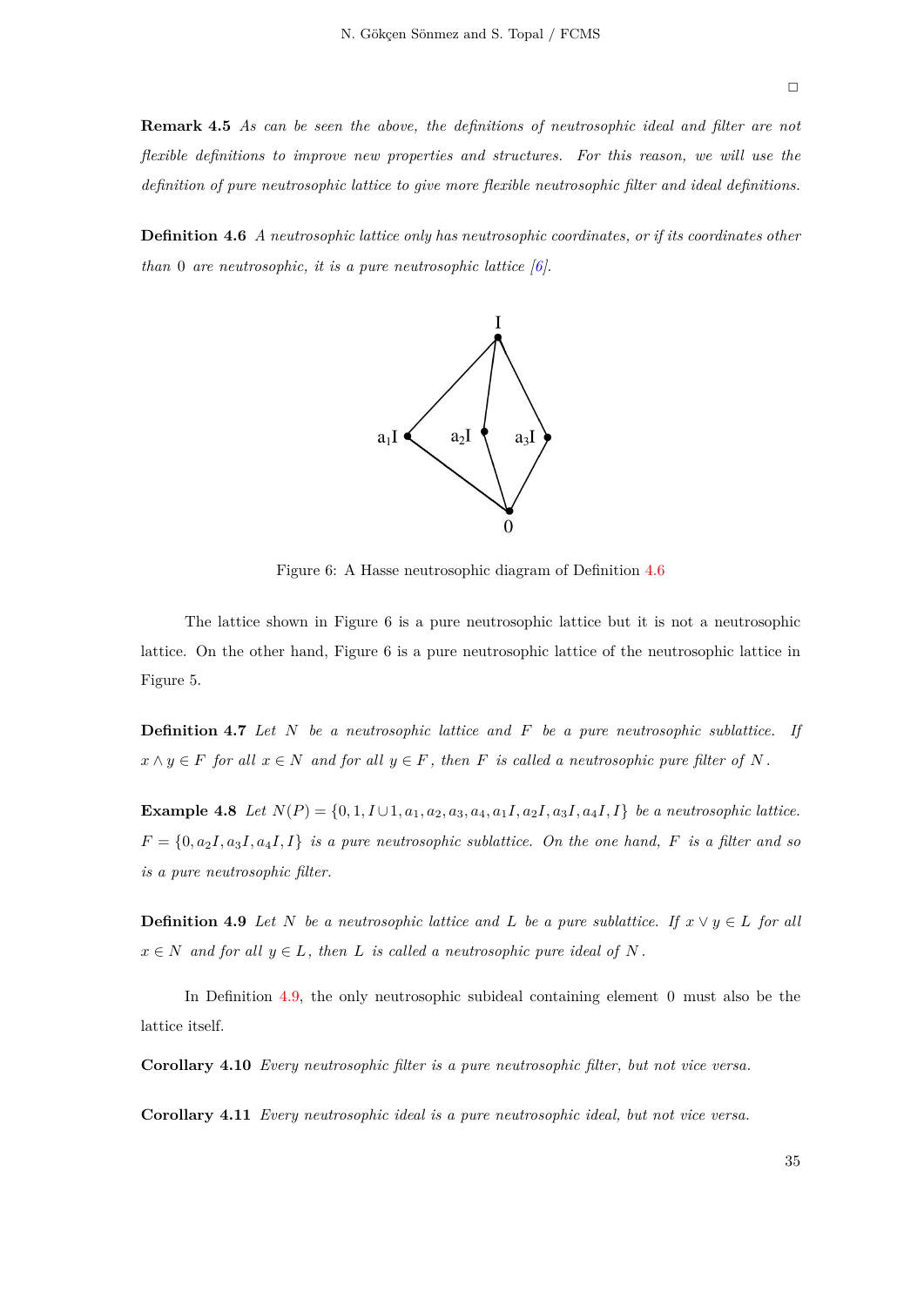□

**Remark 4.5** *As can be seen the above, the definitions of neutrosophic ideal and filter are not flexible definitions to improve new properties and structures. For this reason, we will use the definition of pure neutrosophic lattice to give more flexible neutrosophic filter and ideal definitions.*

**Definition 4.6** *A neutrosophic lattice only has neutrosophic coordinates, or if its coordinates other than 0 are neutrosophic, it is a pure neutrosophic lattice [6].*

Figure 6: A Hasse neutrosophic diagram of Definition 4.6

The lattice shown in Figure 6 is a pure neutrosophic lattice but it is not a neutrosophic lattice. On the other hand, Figure 6 is a pure neutrosophic lattice of the neutrosophic lattice in Figure 5.

**Definition 4.7** *Let $N$ be a neutrosophic lattice and $F$ be a pure neutrosophic sublattice. If $x \wedge y \in F$ for all $x \in N$ and for all $y \in F$, then $F$ is called a neutrosophic pure filter of $N$.*

**Example 4.8** *Let $N(P) = \{0, 1, I \cup 1, a_1, a_2, a_3, a_4, a_1I, a_2I, a_3I, a_4I, I\}$ be a neutrosophic lattice. $F = \{0, a_2I, a_3I, a_4I, I\}$ is a pure neutrosophic sublattice. On the one hand, $F$ is a filter and so is a pure neutrosophic filter.*

**Definition 4.9** *Let $N$ be a neutrosophic lattice and $L$ be a pure sublattice. If $x \vee y \in L$ for all $x \in N$ and for all $y \in L$, then $L$ is called a neutrosophic pure ideal of $N$.*

In Definition 4.9, the only neutrosophic subideal containing element 0 must also be the lattice itself.

**Corollary 4.10** *Every neutrosophic filter is a pure neutrosophic filter, but not vice versa.*

**Corollary 4.11** *Every neutrosophic ideal is a pure neutrosophic ideal, but not vice versa.*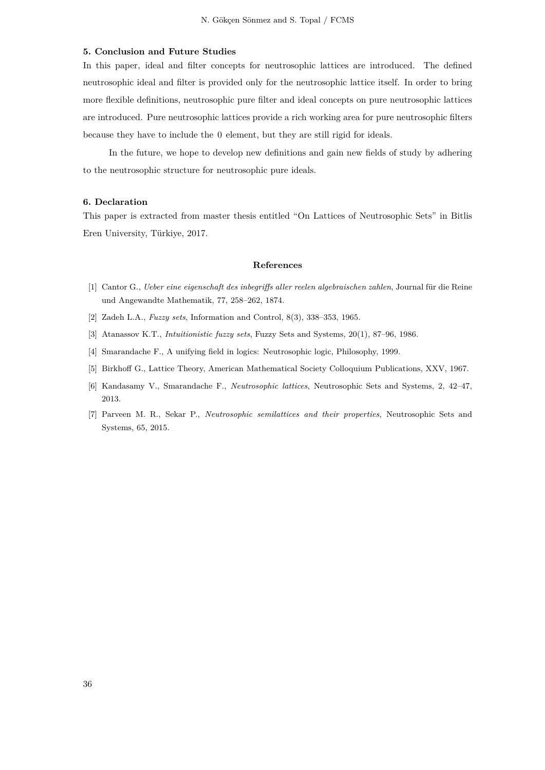## 5. Conclusion and Future Studies

In this paper, ideal and filter concepts for neutrosophic lattices are introduced. The defined neutrosophic ideal and filter is provided only for the neutrosophic lattice itself. In order to bring more flexible definitions, neutrosophic pure filter and ideal concepts on pure neutrosophic lattices are introduced. Pure neutrosophic lattices provide a rich working area for pure neutrosophic filters because they have to include the $0$ element, but they are still rigid for ideals.

In the future, we hope to develop new definitions and gain new fields of study by adhering to the neutrosophic structure for neutrosophic pure ideals.

## 6. Declaration

This paper is extracted from master thesis entitled "On Lattices of Neutrosophic Sets" in Bitlis Eren University, Türkiye, 2017.

## References

[1] Cantor G., *Ueber eine eigenschaft des inbegriffs aller reelen algebraischen zahlen*, Journal für die Reine und Angewandte Mathematik, 77, 258–262, 1874.

[2] Zadeh L.A., *Fuzzy sets*, Information and Control, 8(3), 338–353, 1965.

[3] Atanassov K.T., *Intuitionistic fuzzy sets*, Fuzzy Sets and Systems, 20(1), 87–96, 1986.

[4] Smarandache F., A unifying field in logics: Neutrosophic logic, Philosophy, 1999.

[5] Birkhoff G., Lattice Theory, American Mathematical Society Colloquium Publications, XXV, 1967.

[6] Kandasamy V., Smarandache F., *Neutrosophic lattices*, Neutrosophic Sets and Systems, 2, 42–47, 2013.

[7] Parveen M. R., Sekar P., *Neutrosophic semilattices and their properties*, Neutrosophic Sets and Systems, 65, 2015.